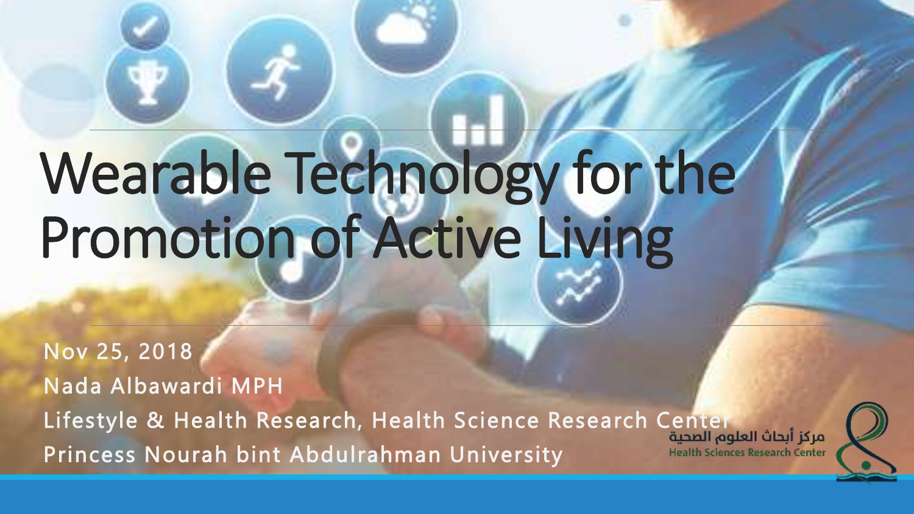# Wearable Technology for the Promotion of Active Living

Nov 25, 2018

Nada Albawardi MPH

Lifestyle & Health Research, Health Science Research Center

Princess Nourah bint Abdulrahman University

مركز أبحاث العلوم الصحية

Health Sciences Research Center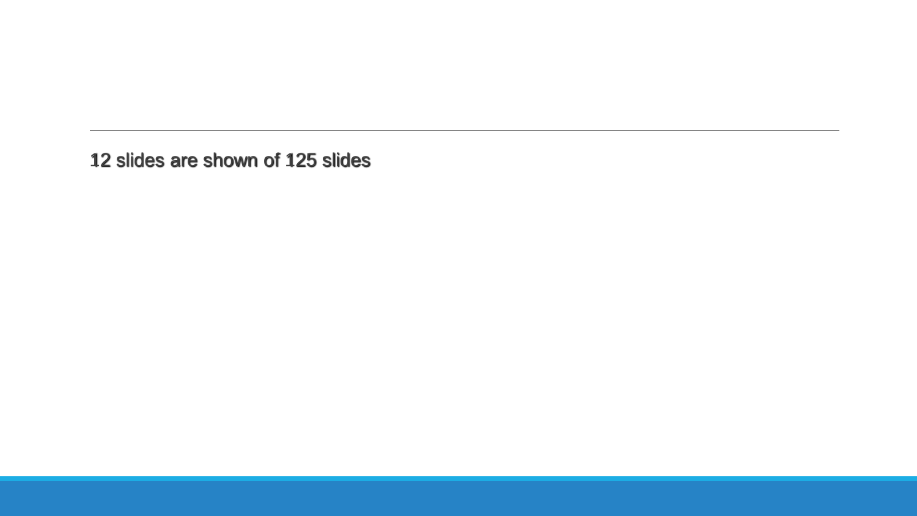12 slides are shown of 125 slides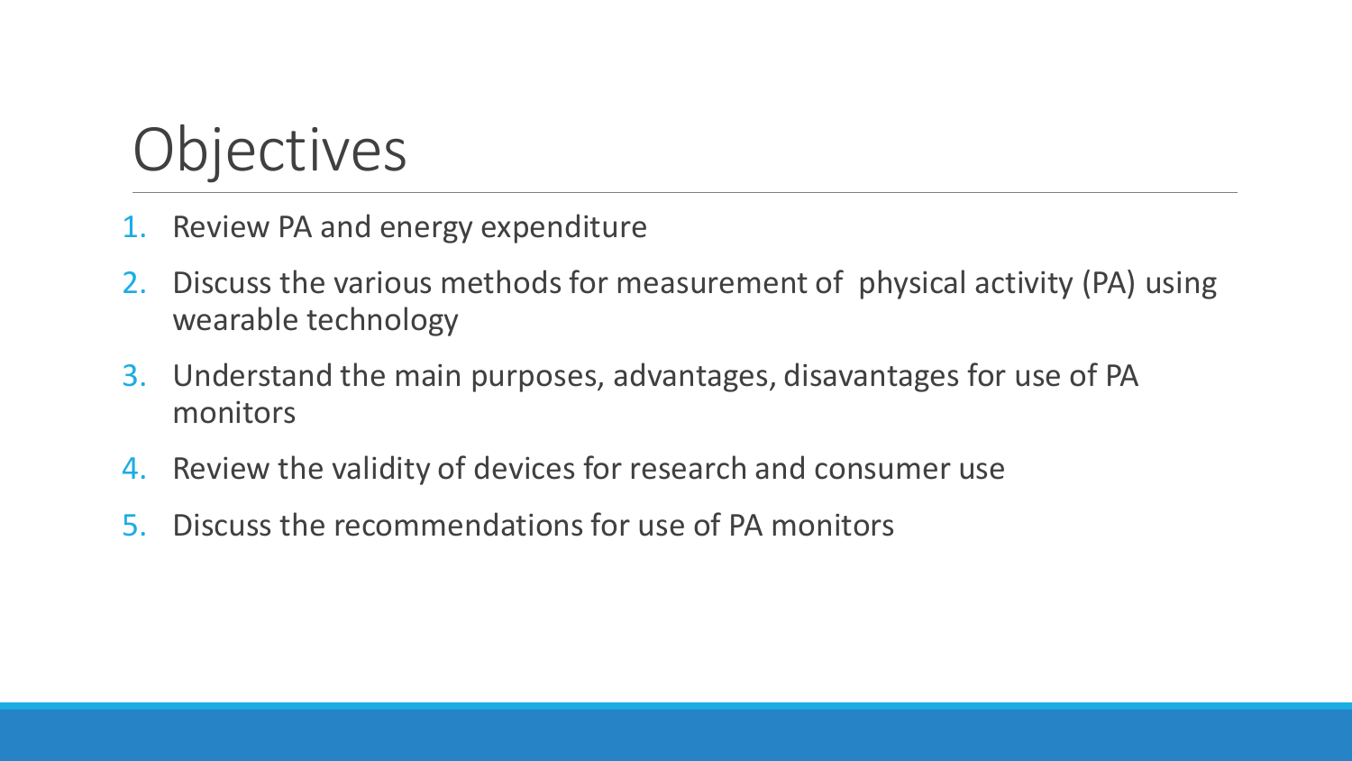# Objectives

1. Review PA and energy expenditure
2. Discuss the various methods for measurement of physical activity (PA) using wearable technology
3. Understand the main purposes, advantages, disavantages for use of PA monitors
4. Review the validity of devices for research and consumer use
5. Discuss the recommendations for use of PA monitors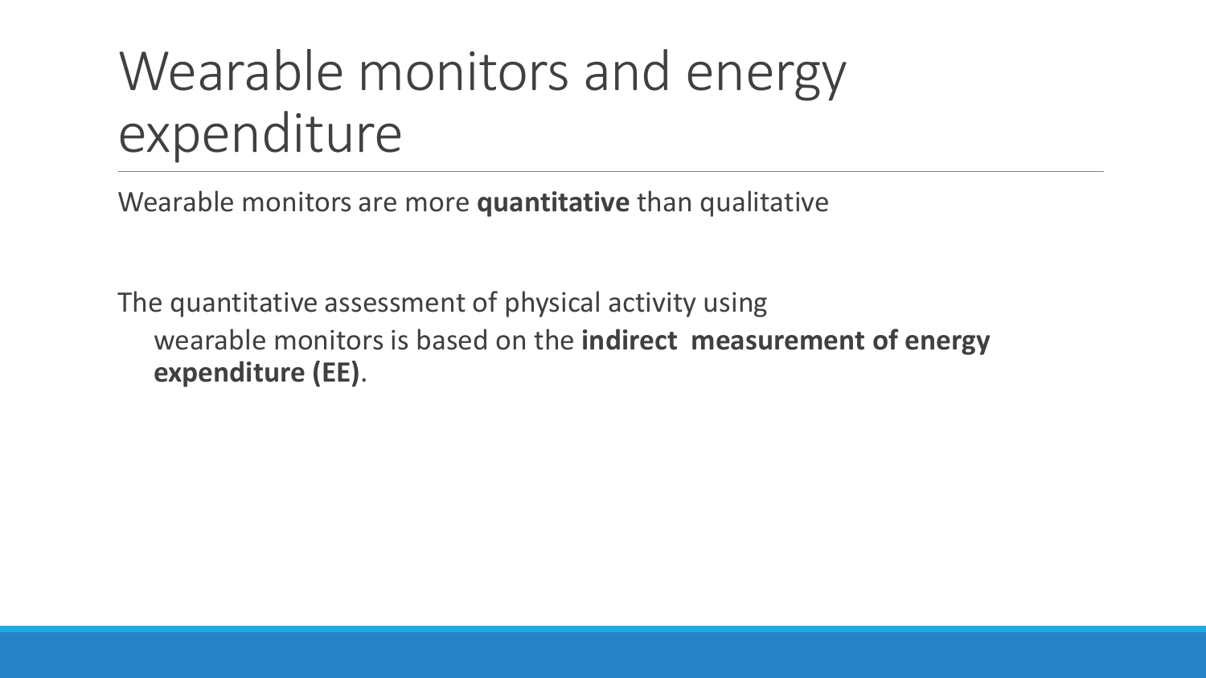# Wearable monitors and energy expenditure

Wearable monitors are more **quantitative** than qualitative

The quantitative assessment of physical activity using

wearable monitors is based on the **indirect measurement of energy expenditure (EE)**.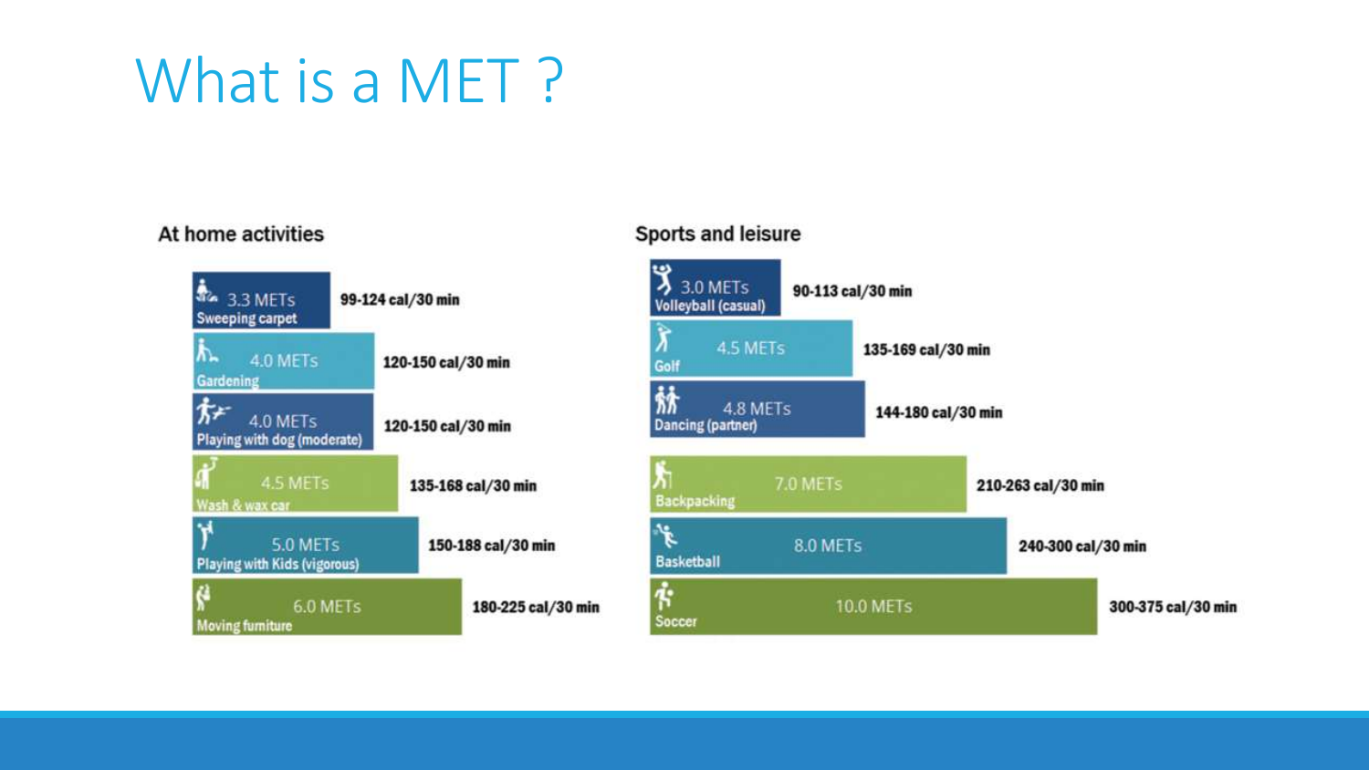# What is a MET ?

## At home activities

| Activity | METs | Calories |
| --- | --- | --- |
| Sweeping carpet | 3.3 METs | 99-124 cal/30 min |
| Gardening | 4.0 METs | 120-150 cal/30 min |
| Playing with dog (moderate) | 4.0 METs | 120-150 cal/30 min |
| Wash & wax car | 4.5 METs | 135-168 cal/30 min |
| Playing with Kids (vigorous) | 5.0 METs | 150-188 cal/30 min |
| Moving furniture | 6.0 METs | 180-225 cal/30 min |

## Sports and leisure

| Activity | METs | Calories |
| --- | --- | --- |
| Volleyball (casual) | 3.0 METs | 90-113 cal/30 min |
| Golf | 4.5 METs | 135-169 cal/30 min |
| Dancing (partner) | 4.8 METs | 144-180 cal/30 min |
| Backpacking | 7.0 METs | 210-263 cal/30 min |
| Basketball | 8.0 METs | 240-300 cal/30 min |
| Soccer | 10.0 METs | 300-375 cal/30 min |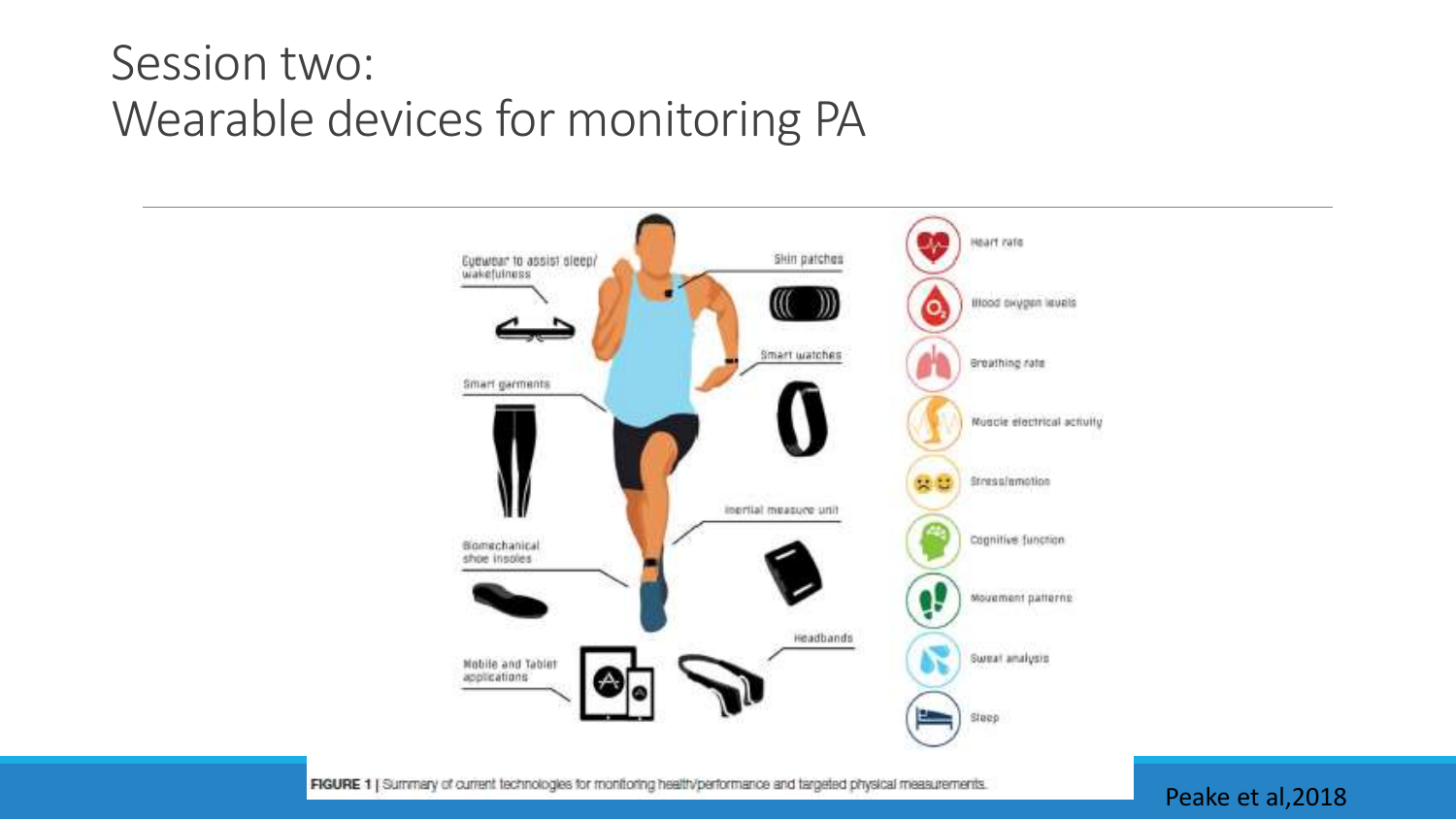# Session two: Wearable devices for monitoring PA

Eyewear to assist sleep/ wakefulness

Smart garments

Biomechanical shoe insoles

Mobile and Tablet applications

Skin patches

Smart watches

Inertial measure unit

Headbands

Heart rate

Blood oxygen levels

Breathing rate

Muscle electrical activity

Stress/emotion

Cognitive function

Movement patterns

Sweat analysis

Sleep

FIGURE 1 | Summary of current technologies for monitoring health/performance and targeted physical measurements.

Peake et al,2018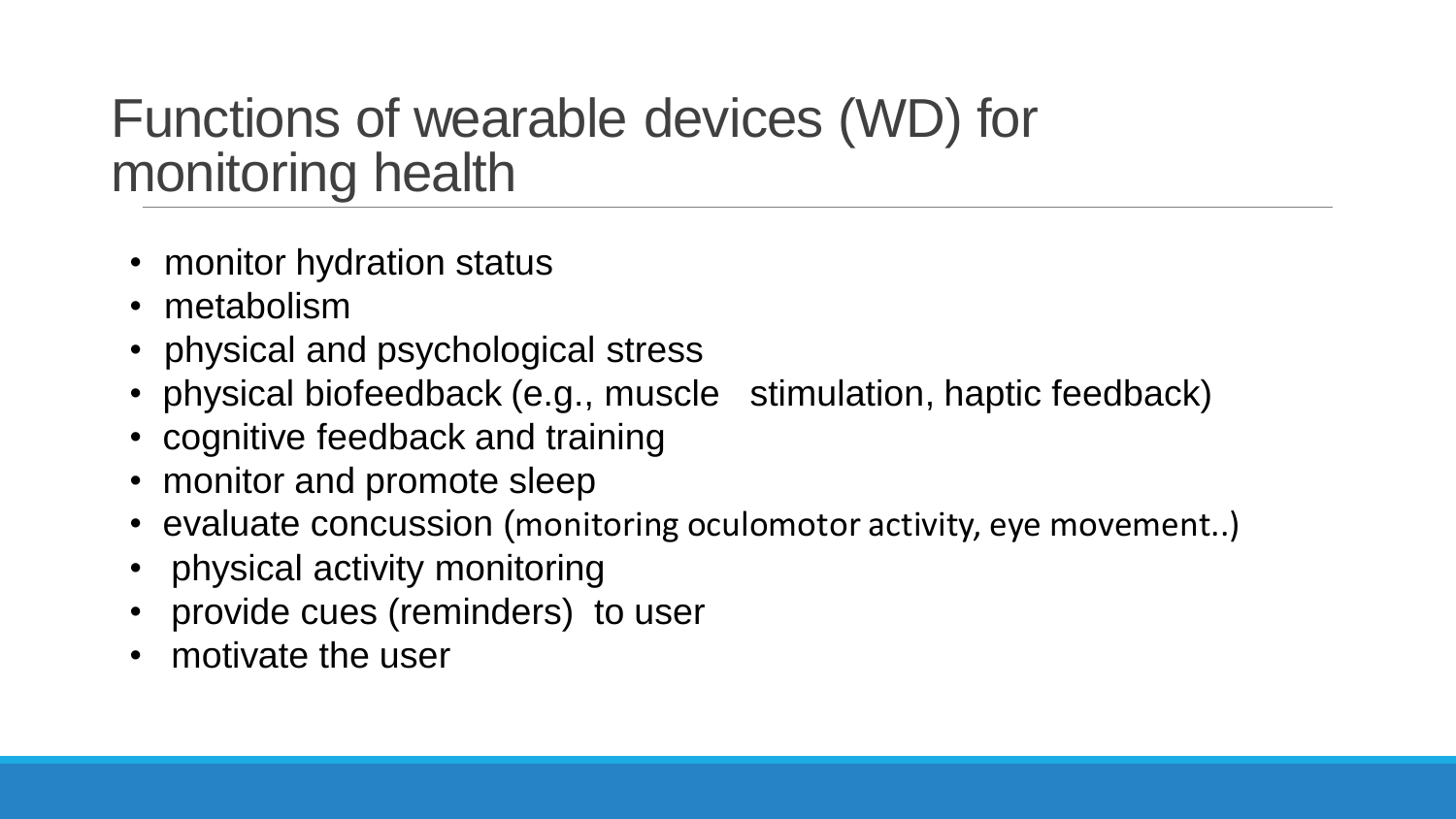# Functions of wearable devices (WD) for monitoring health

- monitor hydration status
- metabolism
- physical and psychological stress
- physical biofeedback (e.g., muscle stimulation, haptic feedback)
- cognitive feedback and training
- monitor and promote sleep
- evaluate concussion (monitoring oculomotor activity, eye movement..)
- physical activity monitoring
- provide cues (reminders) to user
- motivate the user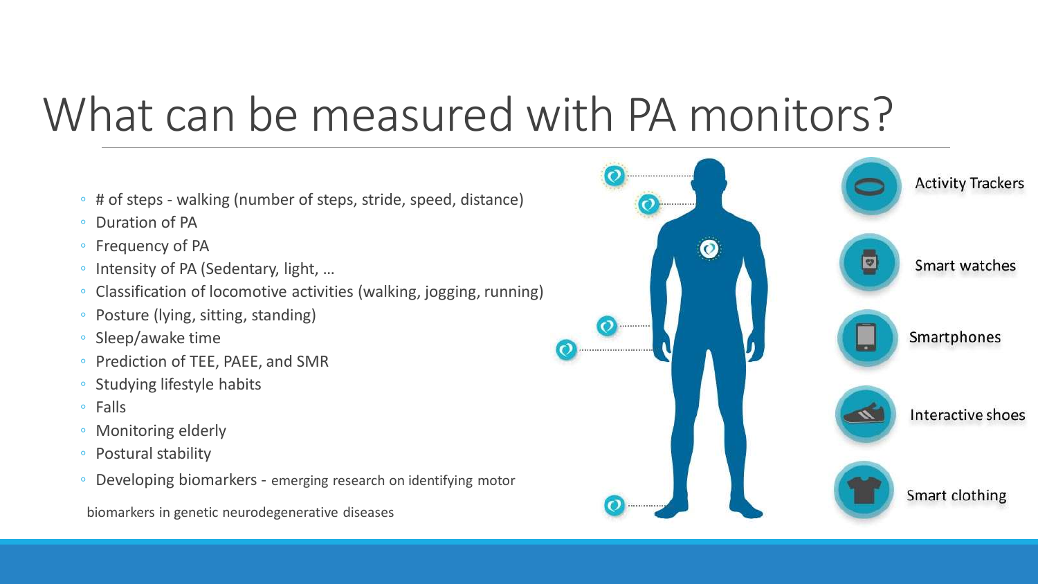# What can be measured with PA monitors?

- # of steps - walking (number of steps, stride, speed, distance)
- Duration of PA
- Frequency of PA
- Intensity of PA (Sedentary, light, …
- Classification of locomotive activities (walking, jogging, running)
- Posture (lying, sitting, standing)
- Sleep/awake time
- Prediction of TEE, PAEE, and SMR
- Studying lifestyle habits
- Falls
- Monitoring elderly
- Postural stability
- Developing biomarkers - emerging research on identifying motor biomarkers in genetic neurodegenerative diseases

Activity Trackers

Smart watches

Smartphones

Interactive shoes

Smart clothing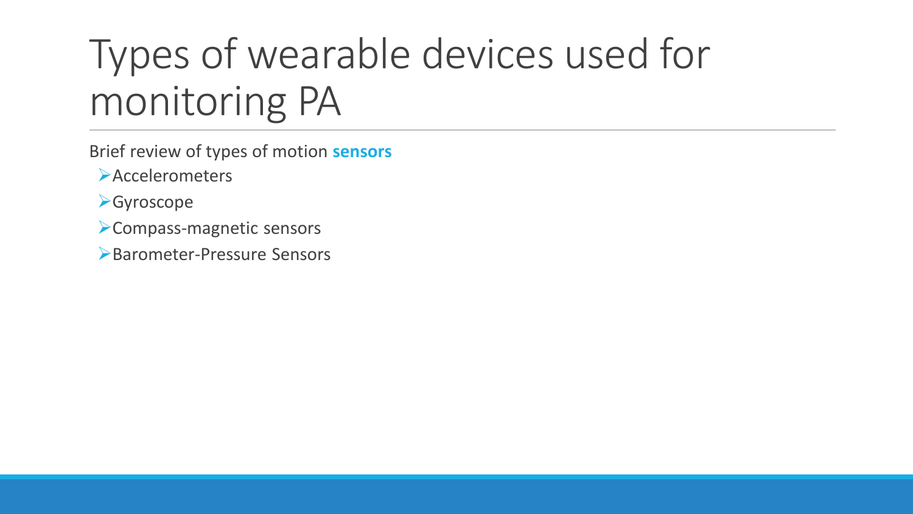# Types of wearable devices used for monitoring PA

Brief review of types of motion **sensors**

- Accelerometers
- Gyroscope
- Compass-magnetic sensors
- Barometer-Pressure Sensors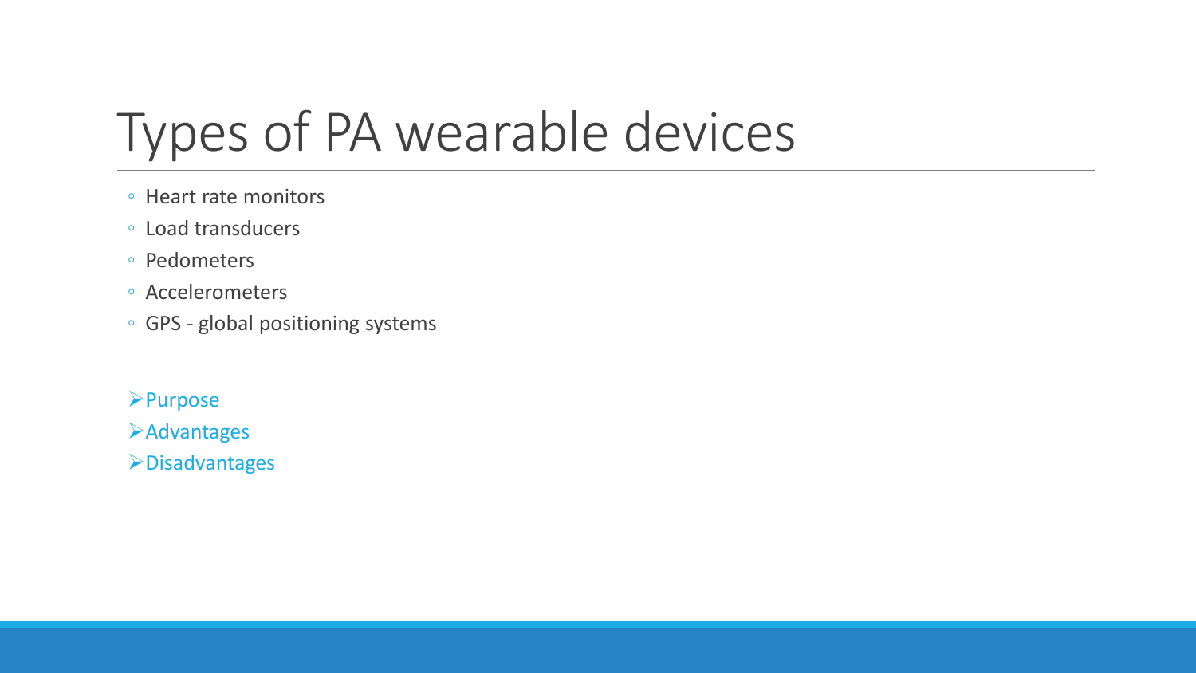# Types of PA wearable devices

- Heart rate monitors
- Load transducers
- Pedometers
- Accelerometers
- GPS - global positioning systems

- Purpose
- Advantages
- Disadvantages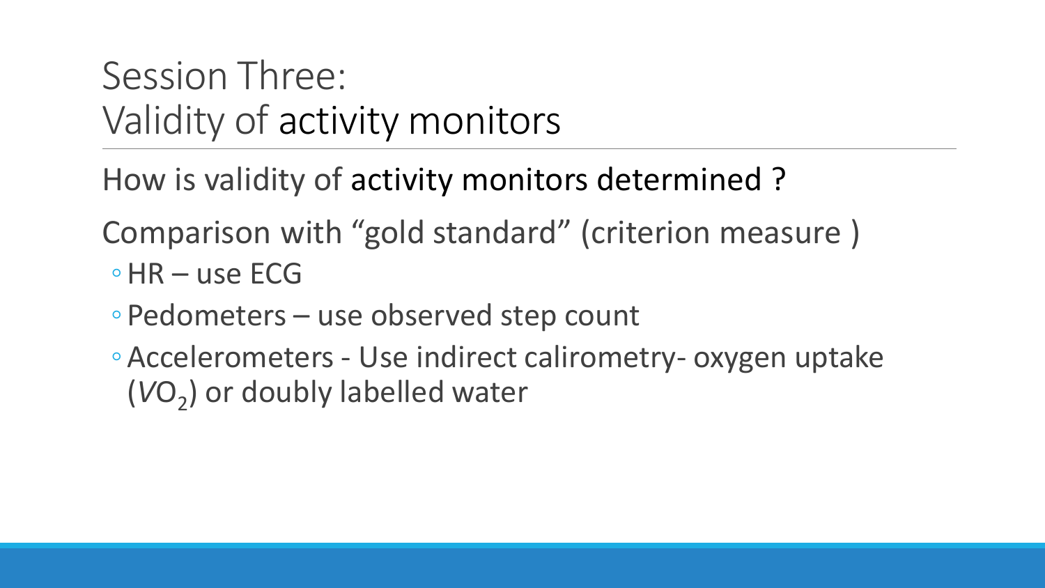# Session Three: Validity of activity monitors

How is validity of activity monitors determined ?

Comparison with "gold standard" (criterion measure )

- HR – use ECG
- Pedometers – use observed step count
- Accelerometers - Use indirect calirometry- oxygen uptake ($VO_2$) or doubly labelled water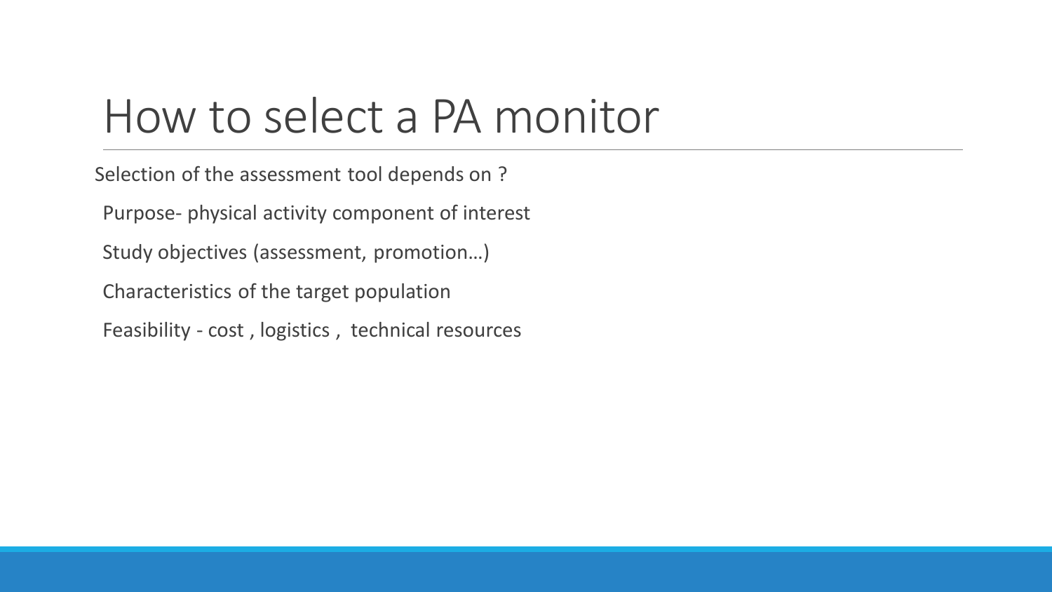# How to select a PA monitor

Selection of the assessment tool depends on ?

- Purpose- physical activity component of interest
- Study objectives (assessment, promotion…)
- Characteristics of the target population
- Feasibility - cost , logistics , technical resources